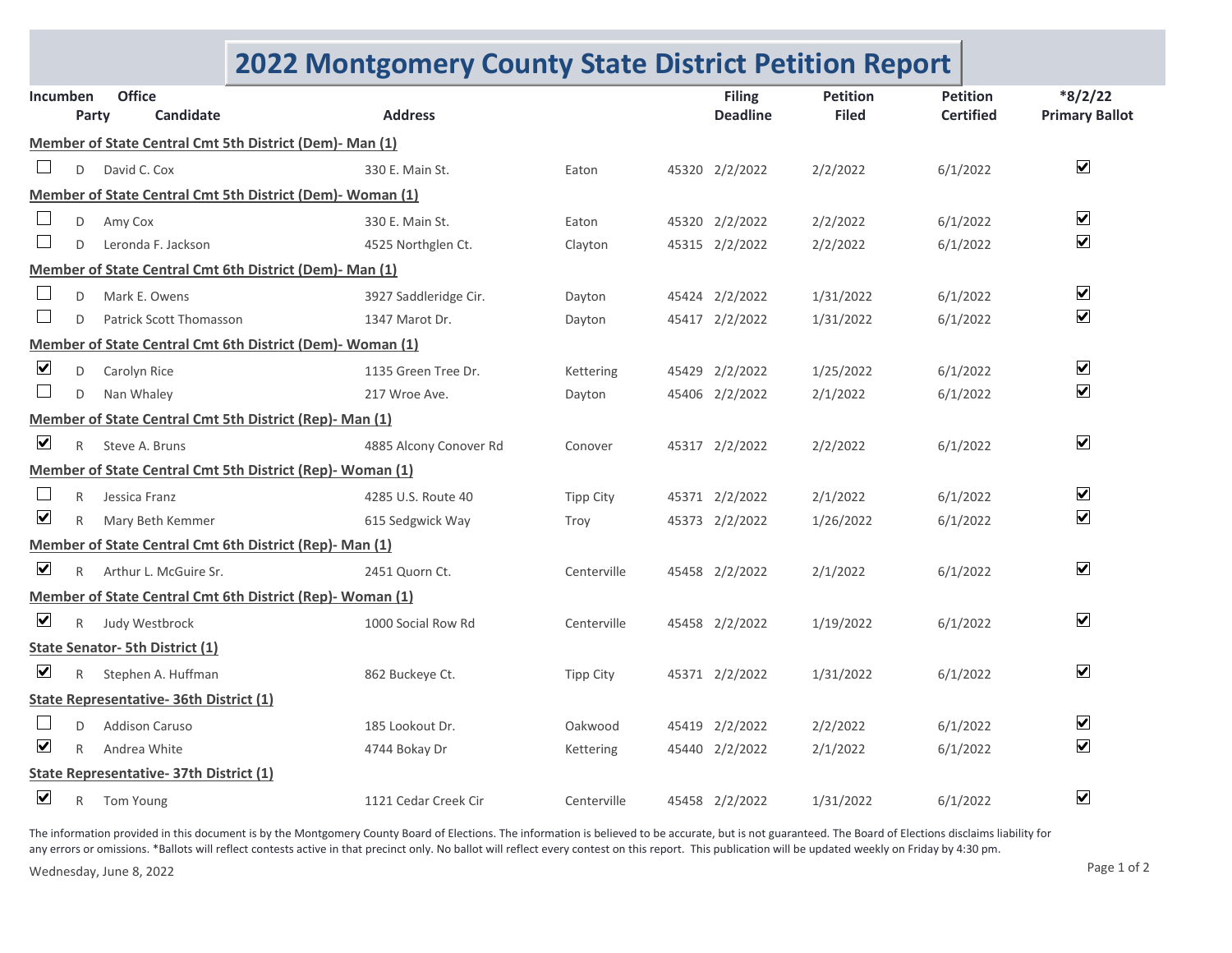# 2022 Montgomery County State District Petition Report

| Incumbent | Party | Candidate | Address | City | Zip | Filing Deadline | Petition Filed | Petition Certified | *8/2/22 Primary Ballot |
|---|---|---|---|---|---|---|---|---|---|
| **Member of State Central Cmt 5th District (Dem)- Man (1)** | | | | | | | | | |
| ☐ | D | David C. Cox | 330 E. Main St. | Eaton | 45320 | 2/2/2022 | 2/2/2022 | 6/1/2022 | ☑ |
| **Member of State Central Cmt 5th District (Dem)- Woman (1)** | | | | | | | | | |
| ☐ | D | Amy Cox | 330 E. Main St. | Eaton | 45320 | 2/2/2022 | 2/2/2022 | 6/1/2022 | ☑ |
| ☐ | D | Leronda F. Jackson | 4525 Northglen Ct. | Clayton | 45315 | 2/2/2022 | 2/2/2022 | 6/1/2022 | ☑ |
| **Member of State Central Cmt 6th District (Dem)- Man (1)** | | | | | | | | | |
| ☐ | D | Mark E. Owens | 3927 Saddleridge Cir. | Dayton | 45424 | 2/2/2022 | 1/31/2022 | 6/1/2022 | ☑ |
| ☐ | D | Patrick Scott Thomasson | 1347 Marot Dr. | Dayton | 45417 | 2/2/2022 | 1/31/2022 | 6/1/2022 | ☑ |
| **Member of State Central Cmt 6th District (Dem)- Woman (1)** | | | | | | | | | |
| ☑ | D | Carolyn Rice | 1135 Green Tree Dr. | Kettering | 45429 | 2/2/2022 | 1/25/2022 | 6/1/2022 | ☑ |
| ☐ | D | Nan Whaley | 217 Wroe Ave. | Dayton | 45406 | 2/2/2022 | 2/1/2022 | 6/1/2022 | ☑ |
| **Member of State Central Cmt 5th District (Rep)- Man (1)** | | | | | | | | | |
| ☑ | R | Steve A. Bruns | 4885 Alcony Conover Rd | Conover | 45317 | 2/2/2022 | 2/2/2022 | 6/1/2022 | ☑ |
| **Member of State Central Cmt 5th District (Rep)- Woman (1)** | | | | | | | | | |
| ☐ | R | Jessica Franz | 4285 U.S. Route 40 | Tipp City | 45371 | 2/2/2022 | 2/1/2022 | 6/1/2022 | ☑ |
| ☑ | R | Mary Beth Kemmer | 615 Sedgwick Way | Troy | 45373 | 2/2/2022 | 1/26/2022 | 6/1/2022 | ☑ |
| **Member of State Central Cmt 6th District (Rep)- Man (1)** | | | | | | | | | |
| ☑ | R | Arthur L. McGuire Sr. | 2451 Quorn Ct. | Centerville | 45458 | 2/2/2022 | 2/1/2022 | 6/1/2022 | ☑ |
| **Member of State Central Cmt 6th District (Rep)- Woman (1)** | | | | | | | | | |
| ☑ | R | Judy Westbrock | 1000 Social Row Rd | Centerville | 45458 | 2/2/2022 | 1/19/2022 | 6/1/2022 | ☑ |
| **State Senator- 5th District (1)** | | | | | | | | | |
| ☑ | R | Stephen A. Huffman | 862 Buckeye Ct. | Tipp City | 45371 | 2/2/2022 | 1/31/2022 | 6/1/2022 | ☑ |
| **State Representative- 36th District (1)** | | | | | | | | | |
| ☐ | D | Addison Caruso | 185 Lookout Dr. | Oakwood | 45419 | 2/2/2022 | 2/2/2022 | 6/1/2022 | ☑ |
| ☑ | R | Andrea White | 4744 Bokay Dr | Kettering | 45440 | 2/2/2022 | 2/1/2022 | 6/1/2022 | ☑ |
| **State Representative- 37th District (1)** | | | | | | | | | |
| ☑ | R | Tom Young | 1121 Cedar Creek Cir | Centerville | 45458 | 2/2/2022 | 1/31/2022 | 6/1/2022 | ☑ |

The information provided in this document is by the Montgomery County Board of Elections. The information is believed to be accurate, but is not guaranteed. The Board of Elections disclaims liability for any errors or omissions. *Ballots will reflect contests active in that precinct only. No ballot will reflect every contest on this report. This publication will be updated weekly on Friday by 4:30 pm.

Wednesday, June 8, 2022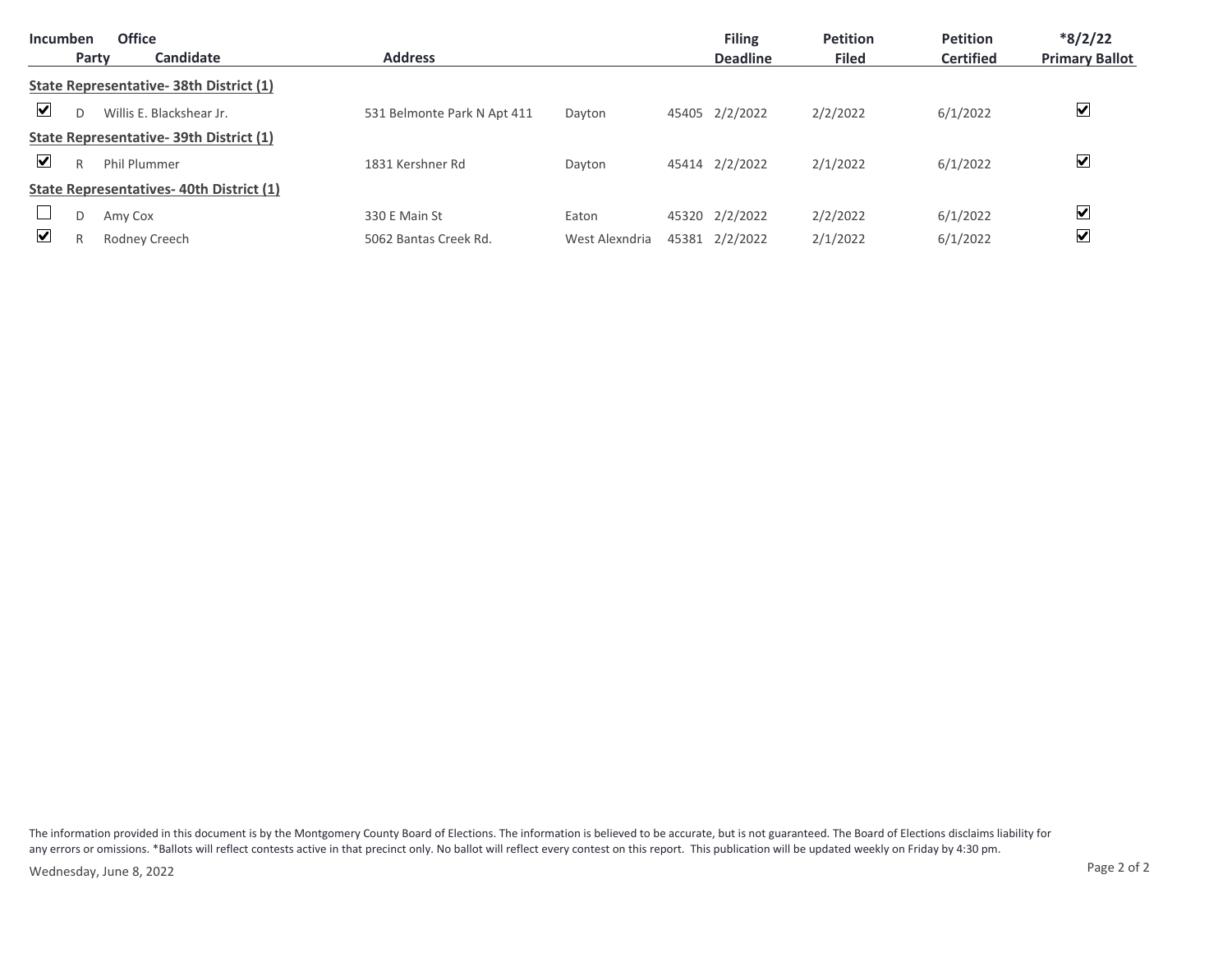| Incumben | Party | Office / Candidate | Address | | | Filing Deadline | Petition Filed | Petition Certified | *8/2/22 Primary Ballot |
|---|---|---|---|---|---|---|---|---|---|
| **State Representative- 38th District (1)** | | | | | | | | | |
| ☑ | D | Willis E. Blackshear Jr. | 531 Belmonte Park N Apt 411 | Dayton | 45405 | 2/2/2022 | 2/2/2022 | 6/1/2022 | ☑ |
| **State Representative- 39th District (1)** | | | | | | | | | |
| ☑ | R | Phil Plummer | 1831 Kershner Rd | Dayton | 45414 | 2/2/2022 | 2/1/2022 | 6/1/2022 | ☑ |
| **State Representatives- 40th District (1)** | | | | | | | | | |
| ☐ | D | Amy Cox | 330 E Main St | Eaton | 45320 | 2/2/2022 | 2/2/2022 | 6/1/2022 | ☑ |
| ☑ | R | Rodney Creech | 5062 Bantas Creek Rd. | West Alexndria | 45381 | 2/2/2022 | 2/1/2022 | 6/1/2022 | ☑ |

The information provided in this document is by the Montgomery County Board of Elections. The information is believed to be accurate, but is not guaranteed. The Board of Elections disclaims liability for any errors or omissions. *Ballots will reflect contests active in that precinct only. No ballot will reflect every contest on this report. This publication will be updated weekly on Friday by 4:30 pm.

Wednesday, June 8, 2022